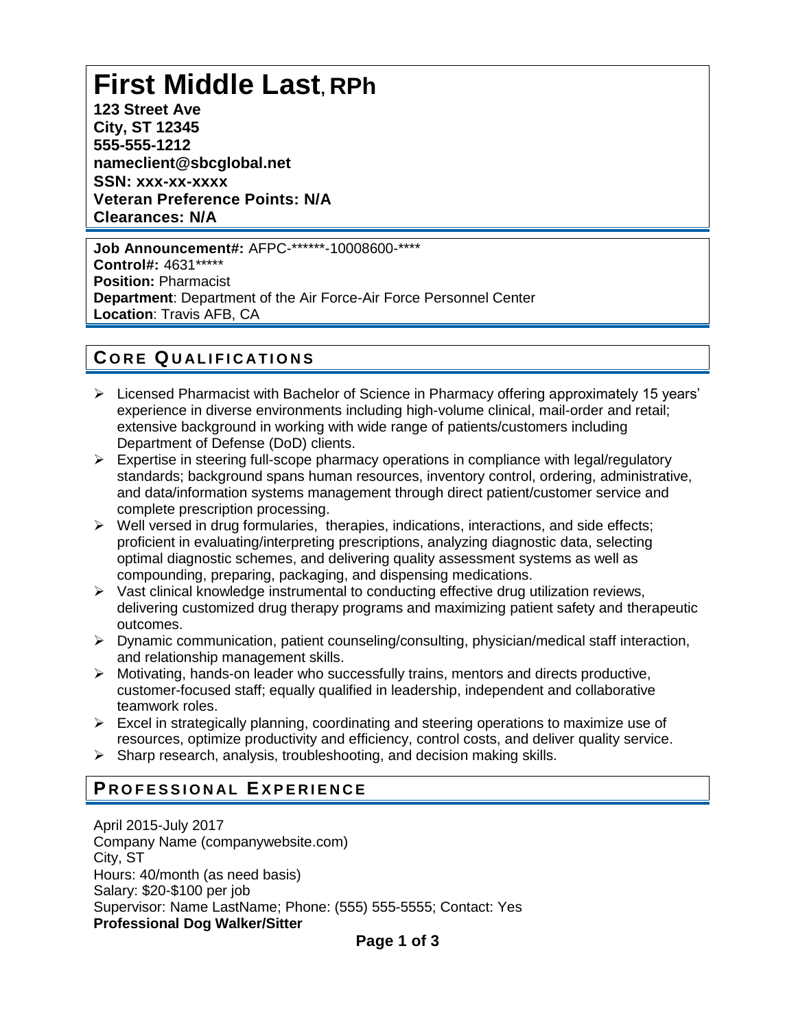# First Middle Last, RPh

**123 Street Ave**
**City, ST 12345**
**555-555-1212**
**nameclient@sbcglobal.net**
**SSN: xxx-xx-xxxx**
**Veteran Preference Points: N/A**
**Clearances: N/A**

**Job Announcement#:** AFPC-******-10008600-****
**Control#:** 4631*****
**Position:** Pharmacist
**Department**: Department of the Air Force-Air Force Personnel Center
**Location**: Travis AFB, CA

## CORE QUALIFICATIONS

- Licensed Pharmacist with Bachelor of Science in Pharmacy offering approximately 15 years' experience in diverse environments including high-volume clinical, mail-order and retail; extensive background in working with wide range of patients/customers including Department of Defense (DoD) clients.
- Expertise in steering full-scope pharmacy operations in compliance with legal/regulatory standards; background spans human resources, inventory control, ordering, administrative, and data/information systems management through direct patient/customer service and complete prescription processing.
- Well versed in drug formularies, therapies, indications, interactions, and side effects; proficient in evaluating/interpreting prescriptions, analyzing diagnostic data, selecting optimal diagnostic schemes, and delivering quality assessment systems as well as compounding, preparing, packaging, and dispensing medications.
- Vast clinical knowledge instrumental to conducting effective drug utilization reviews, delivering customized drug therapy programs and maximizing patient safety and therapeutic outcomes.
- Dynamic communication, patient counseling/consulting, physician/medical staff interaction, and relationship management skills.
- Motivating, hands-on leader who successfully trains, mentors and directs productive, customer-focused staff; equally qualified in leadership, independent and collaborative teamwork roles.
- Excel in strategically planning, coordinating and steering operations to maximize use of resources, optimize productivity and efficiency, control costs, and deliver quality service.
- Sharp research, analysis, troubleshooting, and decision making skills.

## PROFESSIONAL EXPERIENCE

April 2015-July 2017
Company Name (companywebsite.com)
City, ST
Hours: 40/month (as need basis)
Salary: $20-$100 per job
Supervisor: Name LastName; Phone: (555) 555-5555; Contact: Yes
**Professional Dog Walker/Sitter**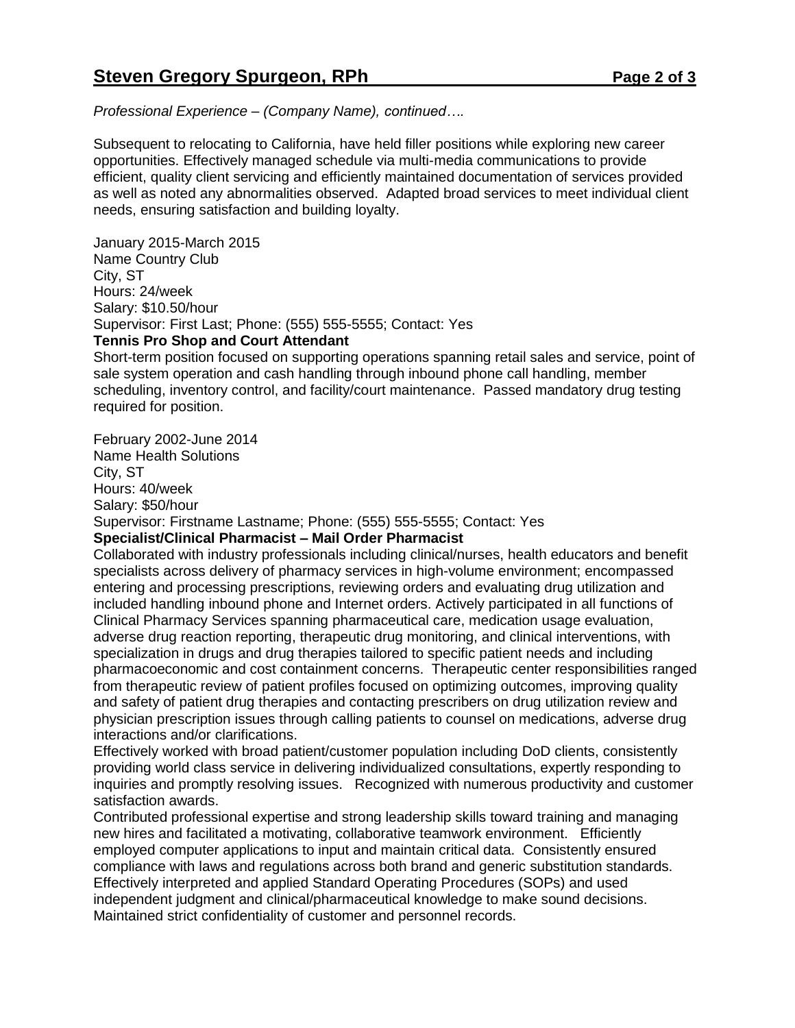*Professional Experience – (Company Name), continued….*

Subsequent to relocating to California, have held filler positions while exploring new career opportunities. Effectively managed schedule via multi-media communications to provide efficient, quality client servicing and efficiently maintained documentation of services provided as well as noted any abnormalities observed. Adapted broad services to meet individual client needs, ensuring satisfaction and building loyalty.

January 2015-March 2015
Name Country Club
City, ST
Hours: 24/week
Salary: $10.50/hour
Supervisor: First Last; Phone: (555) 555-5555; Contact: Yes

**Tennis Pro Shop and Court Attendant**

Short-term position focused on supporting operations spanning retail sales and service, point of sale system operation and cash handling through inbound phone call handling, member scheduling, inventory control, and facility/court maintenance. Passed mandatory drug testing required for position.

February 2002-June 2014
Name Health Solutions
City, ST
Hours: 40/week
Salary: $50/hour
Supervisor: Firstname Lastname; Phone: (555) 555-5555; Contact: Yes

**Specialist/Clinical Pharmacist – Mail Order Pharmacist**

Collaborated with industry professionals including clinical/nurses, health educators and benefit specialists across delivery of pharmacy services in high-volume environment; encompassed entering and processing prescriptions, reviewing orders and evaluating drug utilization and included handling inbound phone and Internet orders. Actively participated in all functions of Clinical Pharmacy Services spanning pharmaceutical care, medication usage evaluation, adverse drug reaction reporting, therapeutic drug monitoring, and clinical interventions, with specialization in drugs and drug therapies tailored to specific patient needs and including pharmacoeconomic and cost containment concerns. Therapeutic center responsibilities ranged from therapeutic review of patient profiles focused on optimizing outcomes, improving quality and safety of patient drug therapies and contacting prescribers on drug utilization review and physician prescription issues through calling patients to counsel on medications, adverse drug interactions and/or clarifications.

Effectively worked with broad patient/customer population including DoD clients, consistently providing world class service in delivering individualized consultations, expertly responding to inquiries and promptly resolving issues. Recognized with numerous productivity and customer satisfaction awards.

Contributed professional expertise and strong leadership skills toward training and managing new hires and facilitated a motivating, collaborative teamwork environment. Efficiently employed computer applications to input and maintain critical data. Consistently ensured compliance with laws and regulations across both brand and generic substitution standards. Effectively interpreted and applied Standard Operating Procedures (SOPs) and used independent judgment and clinical/pharmaceutical knowledge to make sound decisions. Maintained strict confidentiality of customer and personnel records.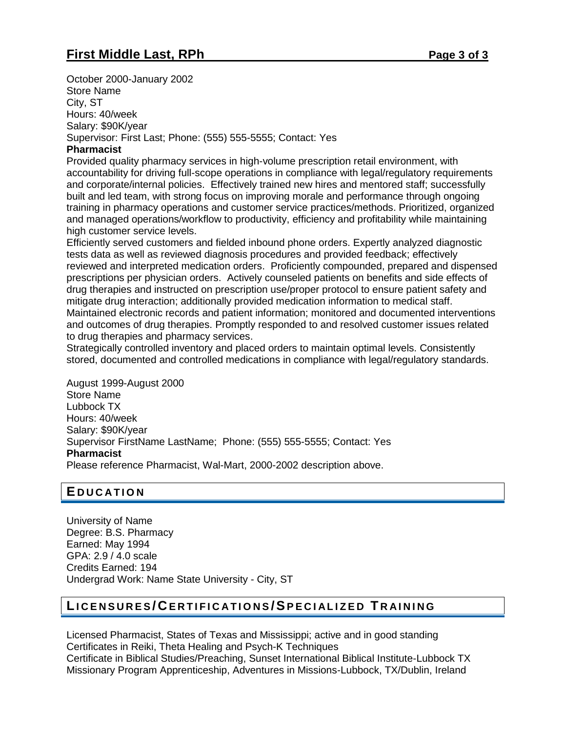October 2000-January 2002
Store Name
City, ST
Hours: 40/week
Salary: $90K/year
Supervisor: First Last; Phone: (555) 555-5555; Contact: Yes

**Pharmacist**

Provided quality pharmacy services in high-volume prescription retail environment, with accountability for driving full-scope operations in compliance with legal/regulatory requirements and corporate/internal policies. Effectively trained new hires and mentored staff; successfully built and led team, with strong focus on improving morale and performance through ongoing training in pharmacy operations and customer service practices/methods. Prioritized, organized and managed operations/workflow to productivity, efficiency and profitability while maintaining high customer service levels.

Efficiently served customers and fielded inbound phone orders. Expertly analyzed diagnostic tests data as well as reviewed diagnosis procedures and provided feedback; effectively reviewed and interpreted medication orders. Proficiently compounded, prepared and dispensed prescriptions per physician orders. Actively counseled patients on benefits and side effects of drug therapies and instructed on prescription use/proper protocol to ensure patient safety and mitigate drug interaction; additionally provided medication information to medical staff. Maintained electronic records and patient information; monitored and documented interventions and outcomes of drug therapies. Promptly responded to and resolved customer issues related to drug therapies and pharmacy services.

Strategically controlled inventory and placed orders to maintain optimal levels. Consistently stored, documented and controlled medications in compliance with legal/regulatory standards.

August 1999-August 2000
Store Name
Lubbock TX
Hours: 40/week
Salary: $90K/year
Supervisor FirstName LastName; Phone: (555) 555-5555; Contact: Yes

**Pharmacist**

Please reference Pharmacist, Wal-Mart, 2000-2002 description above.

## EDUCATION

University of Name
Degree: B.S. Pharmacy
Earned: May 1994
GPA: 2.9 / 4.0 scale
Credits Earned: 194
Undergrad Work: Name State University - City, ST

## LICENSURES/CERTIFICATIONS/SPECIALIZED TRAINING

Licensed Pharmacist, States of Texas and Mississippi; active and in good standing
Certificates in Reiki, Theta Healing and Psych-K Techniques
Certificate in Biblical Studies/Preaching, Sunset International Biblical Institute-Lubbock TX
Missionary Program Apprenticeship, Adventures in Missions-Lubbock, TX/Dublin, Ireland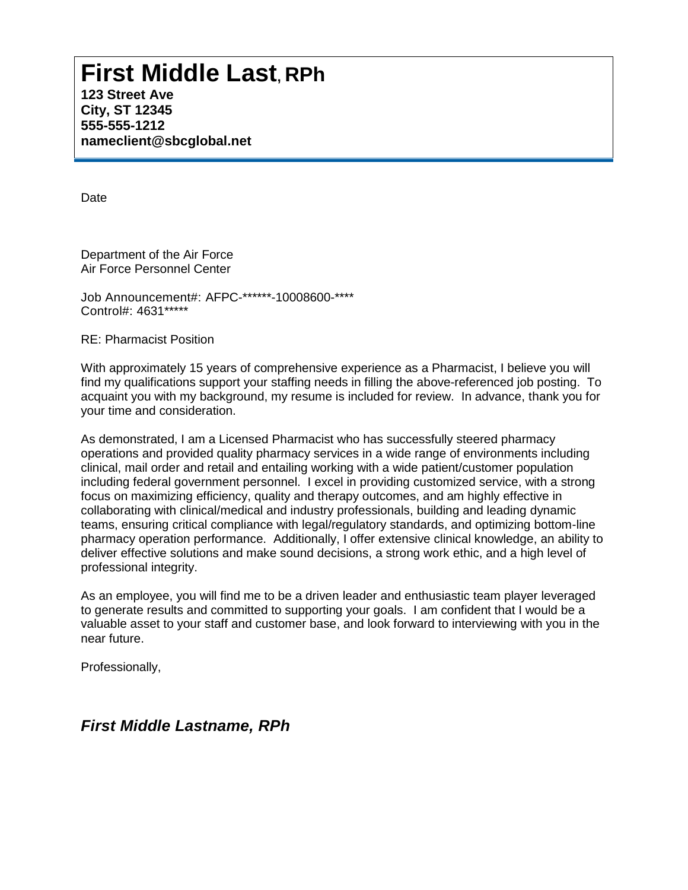# First Middle Last, RPh

**123 Street Ave**
**City, ST 12345**
**555-555-1212**
**nameclient@sbcglobal.net**

Date

Department of the Air Force
Air Force Personnel Center

Job Announcement#: AFPC-******-10008600-****
Control#: 4631*****

RE: Pharmacist Position

With approximately 15 years of comprehensive experience as a Pharmacist, I believe you will find my qualifications support your staffing needs in filling the above-referenced job posting. To acquaint you with my background, my resume is included for review. In advance, thank you for your time and consideration.

As demonstrated, I am a Licensed Pharmacist who has successfully steered pharmacy operations and provided quality pharmacy services in a wide range of environments including clinical, mail order and retail and entailing working with a wide patient/customer population including federal government personnel. I excel in providing customized service, with a strong focus on maximizing efficiency, quality and therapy outcomes, and am highly effective in collaborating with clinical/medical and industry professionals, building and leading dynamic teams, ensuring critical compliance with legal/regulatory standards, and optimizing bottom-line pharmacy operation performance. Additionally, I offer extensive clinical knowledge, an ability to deliver effective solutions and make sound decisions, a strong work ethic, and a high level of professional integrity.

As an employee, you will find me to be a driven leader and enthusiastic team player leveraged to generate results and committed to supporting your goals. I am confident that I would be a valuable asset to your staff and customer base, and look forward to interviewing with you in the near future.

Professionally,

***First Middle Lastname, RPh***